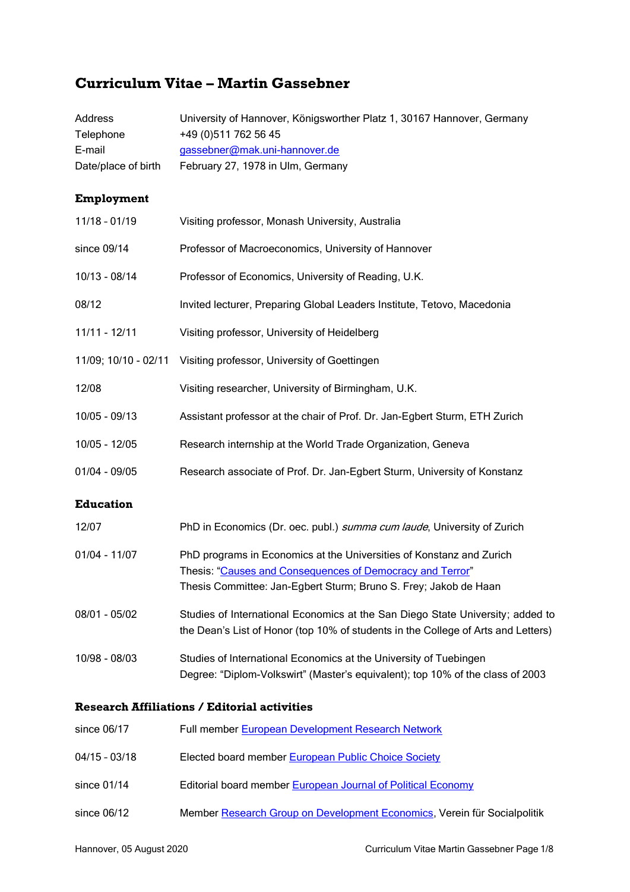# Curriculum Vitae – Martin Gassebner

| | |
|---|---|
| Address | University of Hannover, Königsworther Platz 1, 30167 Hannover, Germany |
| Telephone | +49 (0)511 762 56 45 |
| E-mail | [gassebner@mak.uni-hannover.de](mailto:gassebner@mak.uni-hannover.de) |
| Date/place of birth | February 27, 1978 in Ulm, Germany |

## Employment

| | |
|---|---|
| 11/18 - 01/19 | Visiting professor, Monash University, Australia |
| since 09/14 | Professor of Macroeconomics, University of Hannover |
| 10/13 - 08/14 | Professor of Economics, University of Reading, U.K. |
| 08/12 | Invited lecturer, Preparing Global Leaders Institute, Tetovo, Macedonia |
| 11/11 - 12/11 | Visiting professor, University of Heidelberg |
| 11/09; 10/10 - 02/11 | Visiting professor, University of Goettingen |
| 12/08 | Visiting researcher, University of Birmingham, U.K. |
| 10/05 - 09/13 | Assistant professor at the chair of Prof. Dr. Jan-Egbert Sturm, ETH Zurich |
| 10/05 - 12/05 | Research internship at the World Trade Organization, Geneva |
| 01/04 - 09/05 | Research associate of Prof. Dr. Jan-Egbert Sturm, University of Konstanz |

## Education

| | |
|---|---|
| 12/07 | PhD in Economics (Dr. oec. publ.) *summa cum laude*, University of Zurich |
| 01/04 - 11/07 | PhD programs in Economics at the Universities of Konstanz and Zurich<br>Thesis: "Causes and Consequences of Democracy and Terror"<br>Thesis Committee: Jan-Egbert Sturm; Bruno S. Frey; Jakob de Haan |
| 08/01 - 05/02 | Studies of International Economics at the San Diego State University; added to the Dean's List of Honor (top 10% of students in the College of Arts and Letters) |
| 10/98 - 08/03 | Studies of International Economics at the University of Tuebingen<br>Degree: "Diplom-Volkswirt" (Master's equivalent); top 10% of the class of 2003 |

## Research Affiliations / Editorial activities

| | |
|---|---|
| since 06/17 | Full member European Development Research Network |
| 04/15 - 03/18 | Elected board member European Public Choice Society |
| since 01/14 | Editorial board member European Journal of Political Economy |
| since 06/12 | Member Research Group on Development Economics, Verein für Socialpolitik |

Hannover, 05 August 2020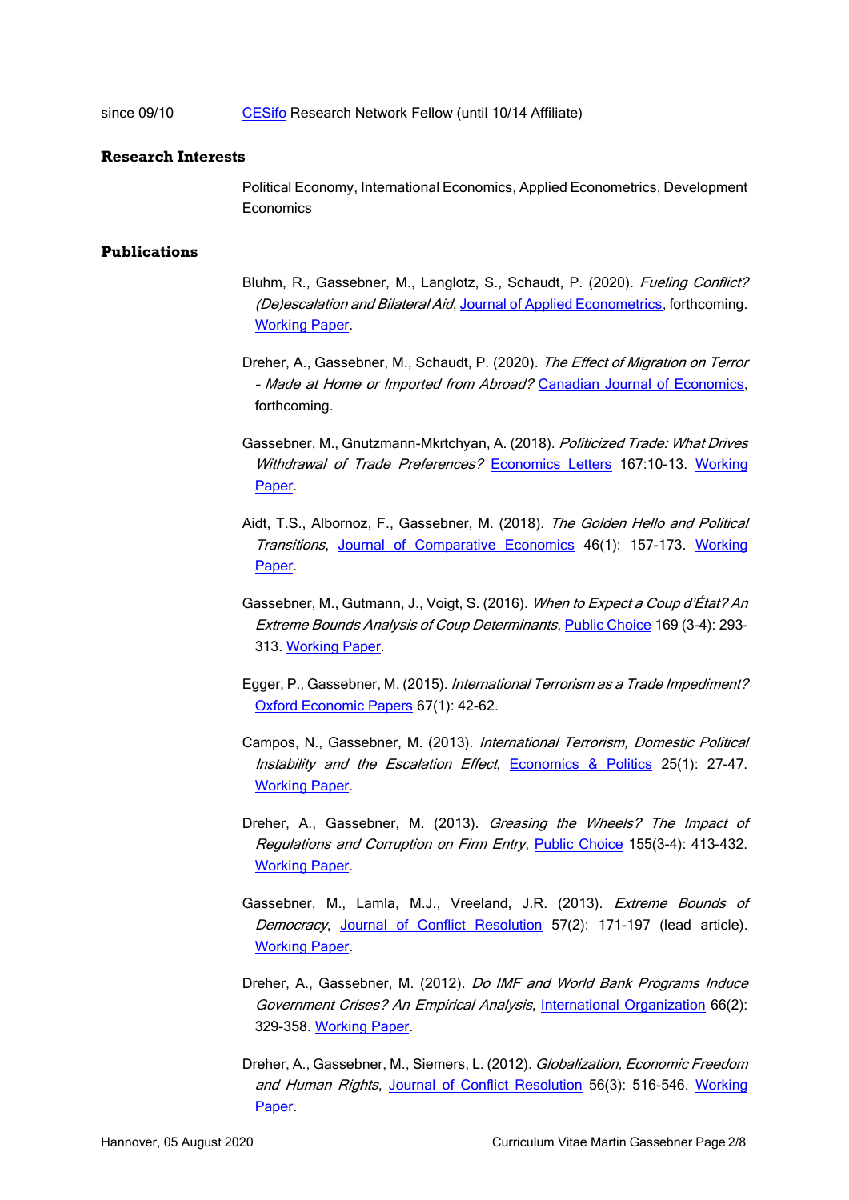since 09/10 CESifo Research Network Fellow (until 10/14 Affiliate)

**Research Interests**

Political Economy, International Economics, Applied Econometrics, Development Economics

**Publications**

Bluhm, R., Gassebner, M., Langlotz, S., Schaudt, P. (2020). *Fueling Conflict? (De)escalation and Bilateral Aid*, Journal of Applied Econometrics, forthcoming. Working Paper.

Dreher, A., Gassebner, M., Schaudt, P. (2020). *The Effect of Migration on Terror – Made at Home or Imported from Abroad?* Canadian Journal of Economics, forthcoming.

Gassebner, M., Gnutzmann-Mkrtchyan, A. (2018). *Politicized Trade: What Drives Withdrawal of Trade Preferences?* Economics Letters 167:10-13. Working Paper.

Aidt, T.S., Albornoz, F., Gassebner, M. (2018). *The Golden Hello and Political Transitions*, Journal of Comparative Economics 46(1): 157-173. Working Paper.

Gassebner, M., Gutmann, J., Voigt, S. (2016). *When to Expect a Coup d'État? An Extreme Bounds Analysis of Coup Determinants*, Public Choice 169 (3-4): 293-313. Working Paper.

Egger, P., Gassebner, M. (2015). *International Terrorism as a Trade Impediment?* Oxford Economic Papers 67(1): 42-62.

Campos, N., Gassebner, M. (2013). *International Terrorism, Domestic Political Instability and the Escalation Effect*, Economics & Politics 25(1): 27-47. Working Paper.

Dreher, A., Gassebner, M. (2013). *Greasing the Wheels? The Impact of Regulations and Corruption on Firm Entry*, Public Choice 155(3-4): 413-432. Working Paper.

Gassebner, M., Lamla, M.J., Vreeland, J.R. (2013). *Extreme Bounds of Democracy*, Journal of Conflict Resolution 57(2): 171-197 (lead article). Working Paper.

Dreher, A., Gassebner, M. (2012). *Do IMF and World Bank Programs Induce Government Crises? An Empirical Analysis*, International Organization 66(2): 329-358. Working Paper.

Dreher, A., Gassebner, M., Siemers, L. (2012). *Globalization, Economic Freedom and Human Rights*, Journal of Conflict Resolution 56(3): 516-546. Working Paper.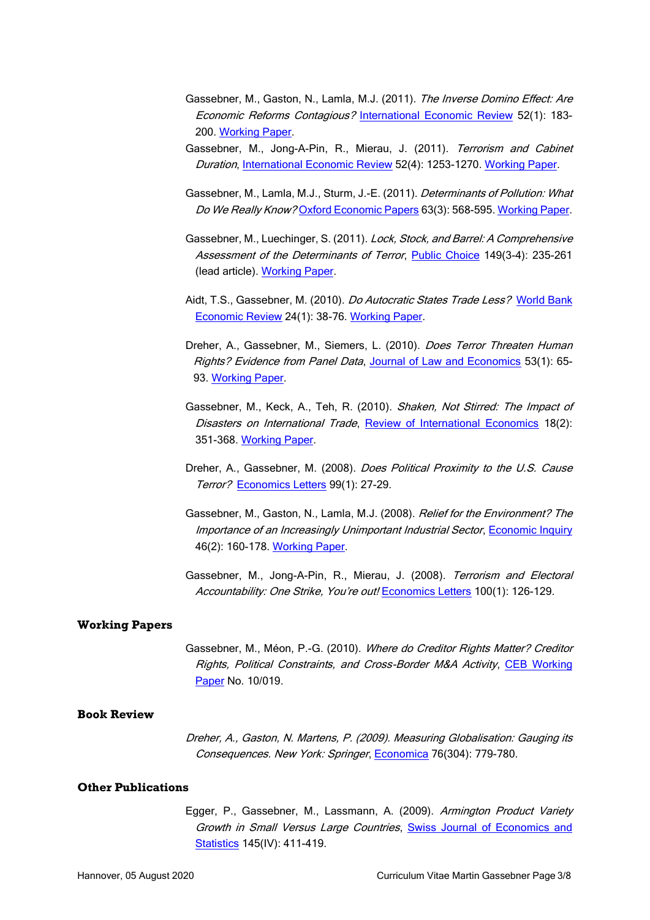Gassebner, M., Gaston, N., Lamla, M.J. (2011). *The Inverse Domino Effect: Are Economic Reforms Contagious?* International Economic Review 52(1): 183-200. Working Paper.

Gassebner, M., Jong-A-Pin, R., Mierau, J. (2011). *Terrorism and Cabinet Duration*, International Economic Review 52(4): 1253-1270. Working Paper.

Gassebner, M., Lamla, M.J., Sturm, J.-E. (2011). *Determinants of Pollution: What Do We Really Know?* Oxford Economic Papers 63(3): 568-595. Working Paper.

Gassebner, M., Luechinger, S. (2011). *Lock, Stock, and Barrel: A Comprehensive Assessment of the Determinants of Terror*, Public Choice 149(3-4): 235-261 (lead article). Working Paper.

Aidt, T.S., Gassebner, M. (2010). *Do Autocratic States Trade Less?* World Bank Economic Review 24(1): 38-76. Working Paper.

Dreher, A., Gassebner, M., Siemers, L. (2010). *Does Terror Threaten Human Rights? Evidence from Panel Data*, Journal of Law and Economics 53(1): 65-93. Working Paper.

Gassebner, M., Keck, A., Teh, R. (2010). *Shaken, Not Stirred: The Impact of Disasters on International Trade*, Review of International Economics 18(2): 351-368. Working Paper.

Dreher, A., Gassebner, M. (2008). *Does Political Proximity to the U.S. Cause Terror?* Economics Letters 99(1): 27-29.

Gassebner, M., Gaston, N., Lamla, M.J. (2008). *Relief for the Environment? The Importance of an Increasingly Unimportant Industrial Sector*, Economic Inquiry 46(2): 160-178. Working Paper.

Gassebner, M., Jong-A-Pin, R., Mierau, J. (2008). *Terrorism and Electoral Accountability: One Strike, You're out!* Economics Letters 100(1): 126-129.

## Working Papers

Gassebner, M., Méon, P.-G. (2010). *Where do Creditor Rights Matter? Creditor Rights, Political Constraints, and Cross-Border M&A Activity*, CEB Working Paper No. 10/019.

## Book Review

*Dreher, A., Gaston, N. Martens, P. (2009). Measuring Globalisation: Gauging its Consequences. New York: Springer*, Economica 76(304): 779-780.

## Other Publications

Egger, P., Gassebner, M., Lassmann, A. (2009). *Armington Product Variety Growth in Small Versus Large Countries*, Swiss Journal of Economics and Statistics 145(IV): 411-419.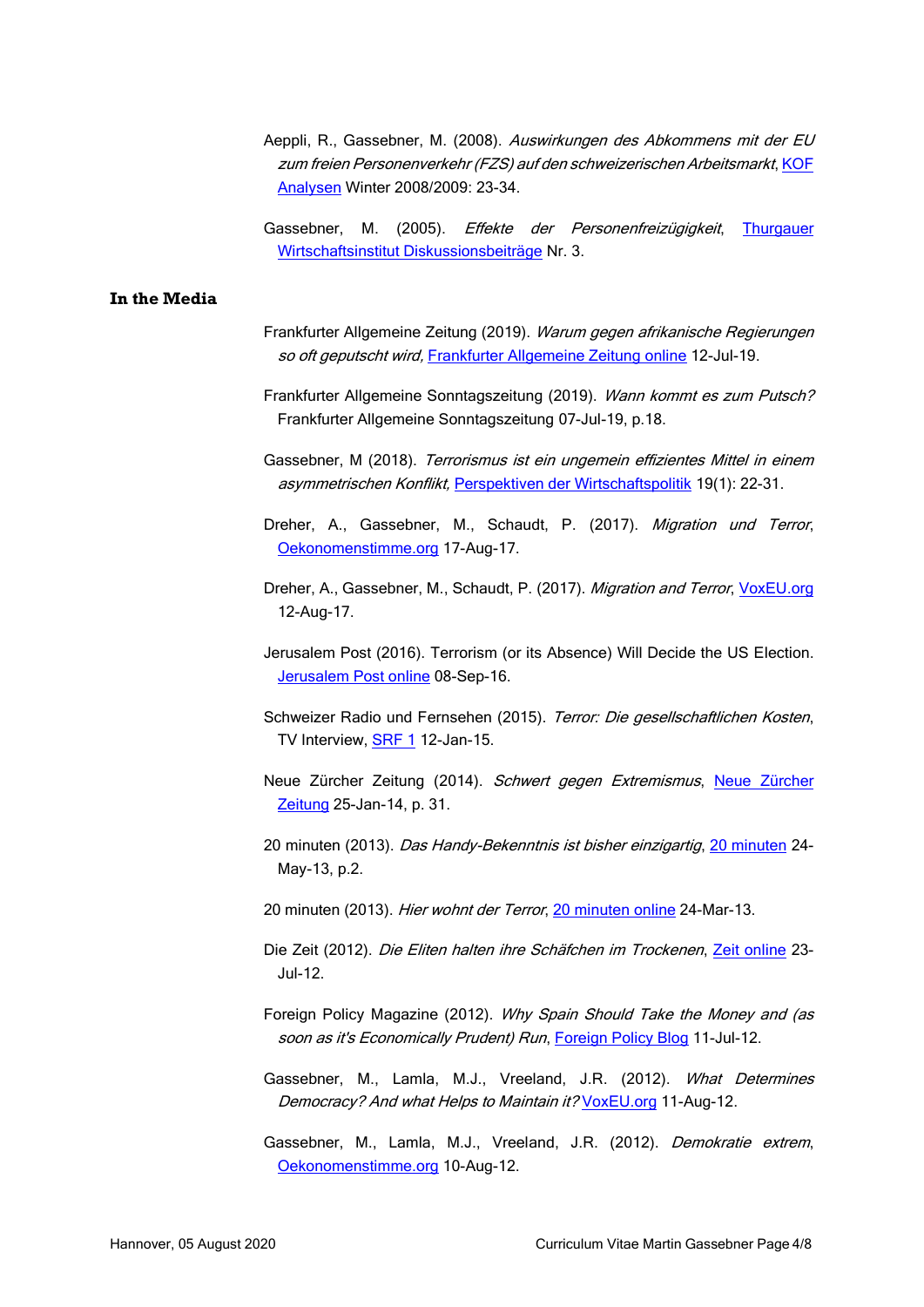Aeppli, R., Gassebner, M. (2008). *Auswirkungen des Abkommens mit der EU zum freien Personenverkehr (FZS) auf den schweizerischen Arbeitsmarkt*, KOF Analysen Winter 2008/2009: 23-34.

Gassebner, M. (2005). *Effekte der Personenfreizügigkeit*, Thurgauer Wirtschaftsinstitut Diskussionsbeiträge Nr. 3.

## In the Media

Frankfurter Allgemeine Zeitung (2019). *Warum gegen afrikanische Regierungen so oft geputscht wird,* Frankfurter Allgemeine Zeitung online 12-Jul-19.

Frankfurter Allgemeine Sonntagszeitung (2019). *Wann kommt es zum Putsch?* Frankfurter Allgemeine Sonntagszeitung 07-Jul-19, p.18.

Gassebner, M (2018). *Terrorismus ist ein ungemein effizientes Mittel in einem asymmetrischen Konflikt,* Perspektiven der Wirtschaftspolitik 19(1): 22-31.

Dreher, A., Gassebner, M., Schaudt, P. (2017). *Migration und Terror*, Oekonomenstimme.org 17-Aug-17.

Dreher, A., Gassebner, M., Schaudt, P. (2017). *Migration and Terror*, VoxEU.org 12-Aug-17.

Jerusalem Post (2016). Terrorism (or its Absence) Will Decide the US Election. Jerusalem Post online 08-Sep-16.

Schweizer Radio und Fernsehen (2015). *Terror: Die gesellschaftlichen Kosten*, TV Interview, SRF 1 12-Jan-15.

Neue Zürcher Zeitung (2014). *Schwert gegen Extremismus*, Neue Zürcher Zeitung 25-Jan-14, p. 31.

20 minuten (2013). *Das Handy-Bekenntnis ist bisher einzigartig*, 20 minuten 24-May-13, p.2.

20 minuten (2013). *Hier wohnt der Terror*, 20 minuten online 24-Mar-13.

Die Zeit (2012). *Die Eliten halten ihre Schäfchen im Trockenen*, Zeit online 23-Jul-12.

Foreign Policy Magazine (2012). *Why Spain Should Take the Money and (as soon as it's Economically Prudent) Run*, Foreign Policy Blog 11-Jul-12.

Gassebner, M., Lamla, M.J., Vreeland, J.R. (2012). *What Determines Democracy? And what Helps to Maintain it?* VoxEU.org 11-Aug-12.

Gassebner, M., Lamla, M.J., Vreeland, J.R. (2012). *Demokratie extrem*, Oekonomenstimme.org 10-Aug-12.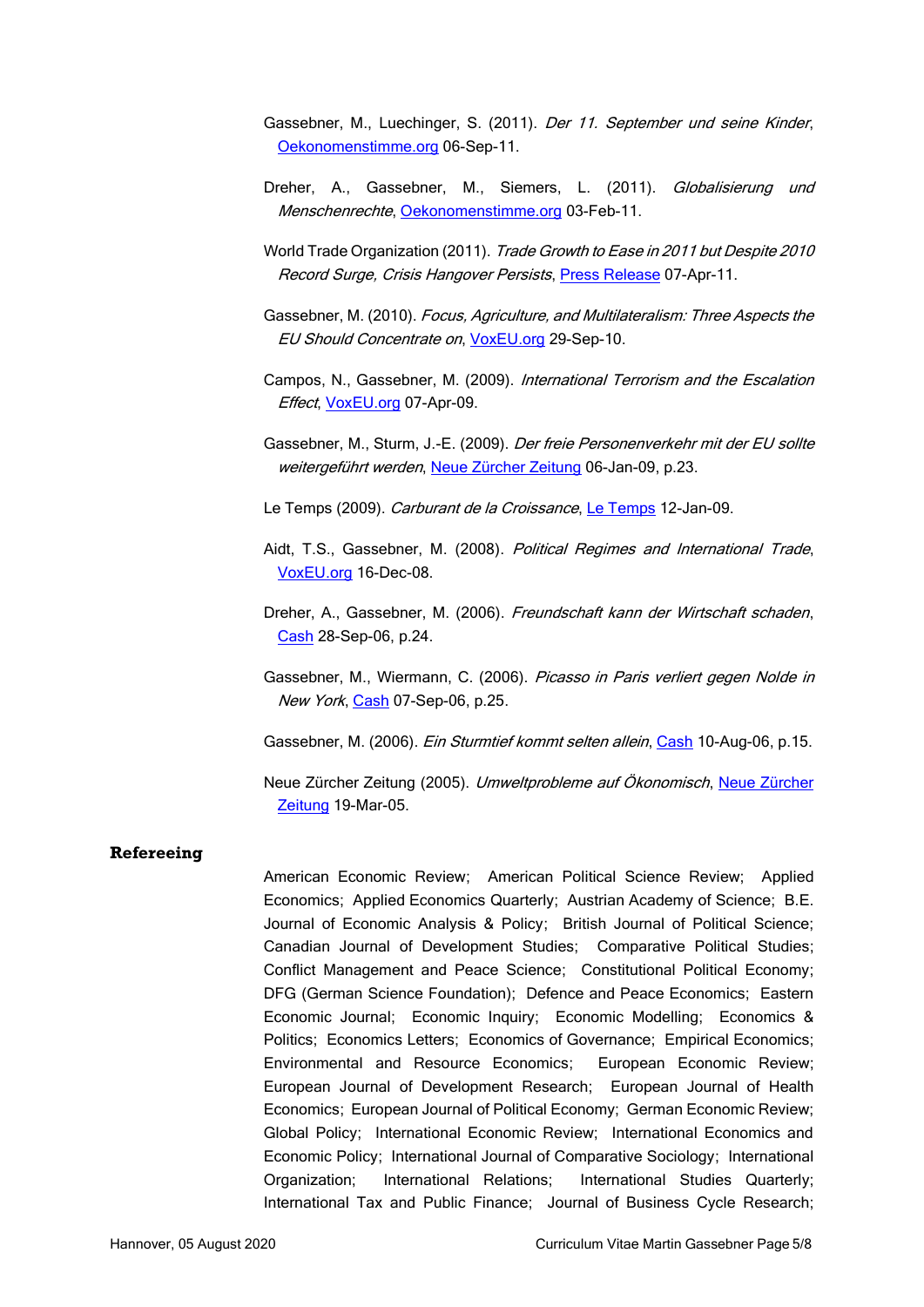Gassebner, M., Luechinger, S. (2011). *Der 11. September und seine Kinder*, Oekonomenstimme.org 06-Sep-11.

Dreher, A., Gassebner, M., Siemers, L. (2011). *Globalisierung und Menschenrechte*, Oekonomenstimme.org 03-Feb-11.

World Trade Organization (2011). *Trade Growth to Ease in 2011 but Despite 2010 Record Surge, Crisis Hangover Persists*, Press Release 07-Apr-11.

Gassebner, M. (2010). *Focus, Agriculture, and Multilateralism: Three Aspects the EU Should Concentrate on*, VoxEU.org 29-Sep-10.

Campos, N., Gassebner, M. (2009). *International Terrorism and the Escalation Effect*, VoxEU.org 07-Apr-09.

Gassebner, M., Sturm, J.-E. (2009). *Der freie Personenverkehr mit der EU sollte weitergeführt werden*, Neue Zürcher Zeitung 06-Jan-09, p.23.

Le Temps (2009). *Carburant de la Croissance*, Le Temps 12-Jan-09.

Aidt, T.S., Gassebner, M. (2008). *Political Regimes and International Trade*, VoxEU.org 16-Dec-08.

Dreher, A., Gassebner, M. (2006). *Freundschaft kann der Wirtschaft schaden*, Cash 28-Sep-06, p.24.

Gassebner, M., Wiermann, C. (2006). *Picasso in Paris verliert gegen Nolde in New York*, Cash 07-Sep-06, p.25.

Gassebner, M. (2006). *Ein Sturmtief kommt selten allein*, Cash 10-Aug-06, p.15.

Neue Zürcher Zeitung (2005). *Umweltprobleme auf Ökonomisch*, Neue Zürcher Zeitung 19-Mar-05.

## Refereeing

American Economic Review; American Political Science Review; Applied Economics; Applied Economics Quarterly; Austrian Academy of Science; B.E. Journal of Economic Analysis & Policy; British Journal of Political Science; Canadian Journal of Development Studies; Comparative Political Studies; Conflict Management and Peace Science; Constitutional Political Economy; DFG (German Science Foundation); Defence and Peace Economics; Eastern Economic Journal; Economic Inquiry; Economic Modelling; Economics & Politics; Economics Letters; Economics of Governance; Empirical Economics; Environmental and Resource Economics; European Economic Review; European Journal of Development Research; European Journal of Health Economics; European Journal of Political Economy; German Economic Review; Global Policy; International Economic Review; International Economics and Economic Policy; International Journal of Comparative Sociology; International Organization; International Relations; International Studies Quarterly; International Tax and Public Finance; Journal of Business Cycle Research;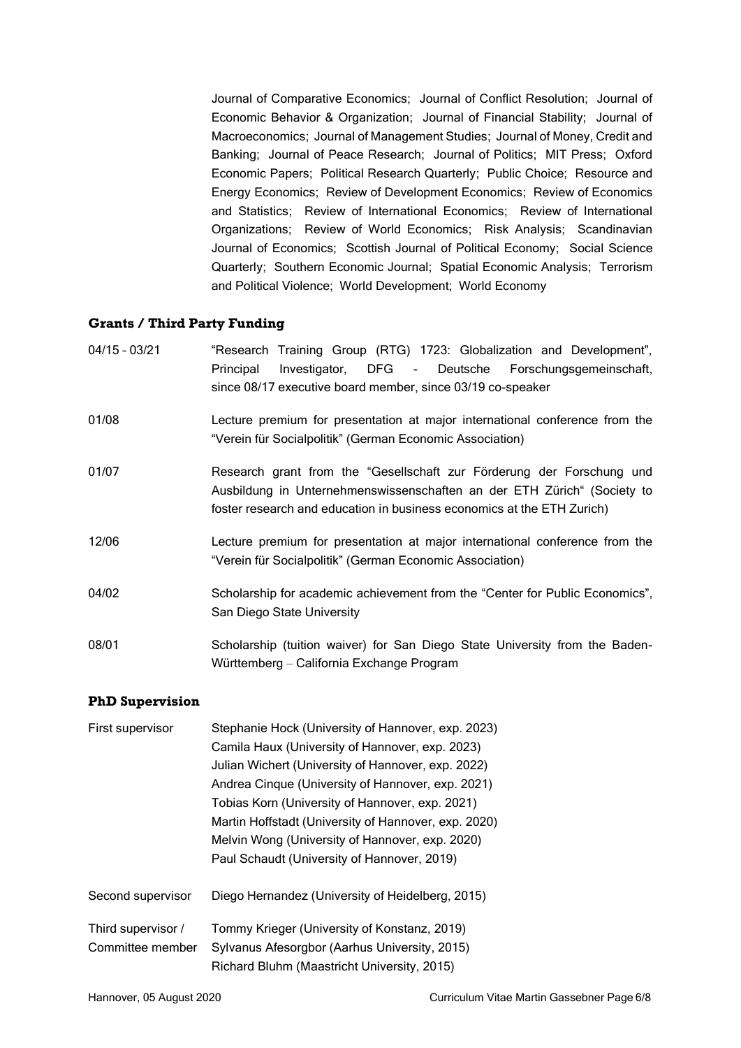Journal of Comparative Economics; Journal of Conflict Resolution; Journal of Economic Behavior & Organization; Journal of Financial Stability; Journal of Macroeconomics; Journal of Management Studies; Journal of Money, Credit and Banking; Journal of Peace Research; Journal of Politics; MIT Press; Oxford Economic Papers; Political Research Quarterly; Public Choice; Resource and Energy Economics; Review of Development Economics; Review of Economics and Statistics; Review of International Economics; Review of International Organizations; Review of World Economics; Risk Analysis; Scandinavian Journal of Economics; Scottish Journal of Political Economy; Social Science Quarterly; Southern Economic Journal; Spatial Economic Analysis; Terrorism and Political Violence; World Development; World Economy

## Grants / Third Party Funding

| | |
|---|---|
| 04/15 – 03/21 | "Research Training Group (RTG) 1723: Globalization and Development", Principal Investigator, DFG - Deutsche Forschungsgemeinschaft, since 08/17 executive board member, since 03/19 co-speaker |
| 01/08 | Lecture premium for presentation at major international conference from the "Verein für Socialpolitik" (German Economic Association) |
| 01/07 | Research grant from the "Gesellschaft zur Förderung der Forschung und Ausbildung in Unternehmenswissenschaften an der ETH Zürich" (Society to foster research and education in business economics at the ETH Zurich) |
| 12/06 | Lecture premium for presentation at major international conference from the "Verein für Socialpolitik" (German Economic Association) |
| 04/02 | Scholarship for academic achievement from the "Center for Public Economics", San Diego State University |
| 08/01 | Scholarship (tuition waiver) for San Diego State University from the Baden-Württemberg – California Exchange Program |

## PhD Supervision

| | |
|---|---|
| First supervisor | Stephanie Hock (University of Hannover, exp. 2023)<br>Camila Haux (University of Hannover, exp. 2023)<br>Julian Wichert (University of Hannover, exp. 2022)<br>Andrea Cinque (University of Hannover, exp. 2021)<br>Tobias Korn (University of Hannover, exp. 2021)<br>Martin Hoffstadt (University of Hannover, exp. 2020)<br>Melvin Wong (University of Hannover, exp. 2020)<br>Paul Schaudt (University of Hannover, 2019) |
| Second supervisor | Diego Hernandez (University of Heidelberg, 2015) |
| Third supervisor / Committee member | Tommy Krieger (University of Konstanz, 2019)<br>Sylvanus Afesorgbor (Aarhus University, 2015)<br>Richard Bluhm (Maastricht University, 2015) |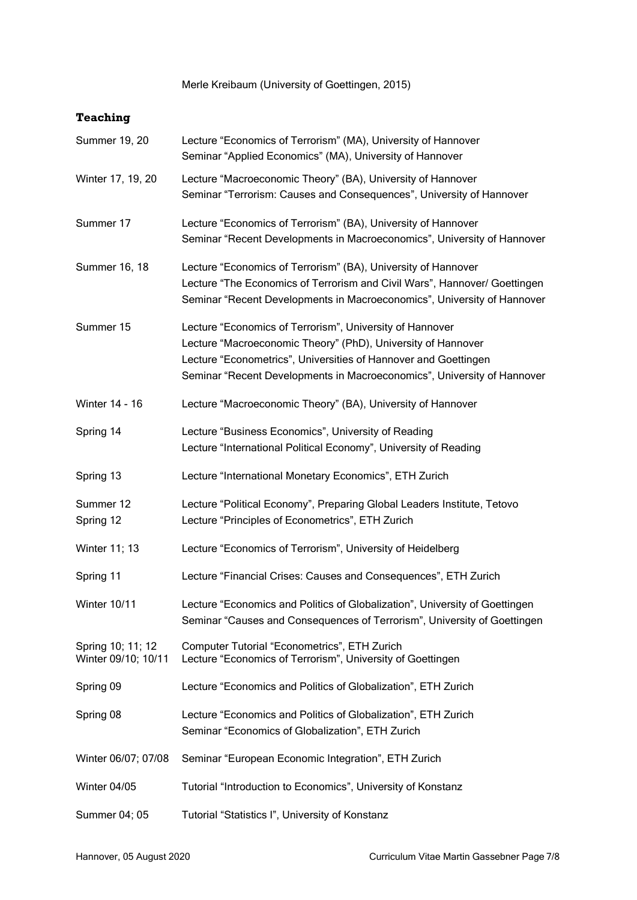Merle Kreibaum (University of Goettingen, 2015)

### Teaching

| | |
|---|---|
| Summer 19, 20 | Lecture “Economics of Terrorism” (MA), University of Hannover<br>Seminar “Applied Economics” (MA), University of Hannover |
| Winter 17, 19, 20 | Lecture “Macroeconomic Theory” (BA), University of Hannover<br>Seminar “Terrorism: Causes and Consequences”, University of Hannover |
| Summer 17 | Lecture “Economics of Terrorism” (BA), University of Hannover<br>Seminar “Recent Developments in Macroeconomics”, University of Hannover |
| Summer 16, 18 | Lecture “Economics of Terrorism” (BA), University of Hannover<br>Lecture “The Economics of Terrorism and Civil Wars”, Hannover/ Goettingen<br>Seminar “Recent Developments in Macroeconomics”, University of Hannover |
| Summer 15 | Lecture “Economics of Terrorism”, University of Hannover<br>Lecture “Macroeconomic Theory” (PhD), University of Hannover<br>Lecture “Econometrics”, Universities of Hannover and Goettingen<br>Seminar “Recent Developments in Macroeconomics”, University of Hannover |
| Winter 14 - 16 | Lecture “Macroeconomic Theory” (BA), University of Hannover |
| Spring 14 | Lecture “Business Economics”, University of Reading<br>Lecture “International Political Economy”, University of Reading |
| Spring 13 | Lecture “International Monetary Economics”, ETH Zurich |
| Summer 12<br>Spring 12 | Lecture “Political Economy”, Preparing Global Leaders Institute, Tetovo<br>Lecture “Principles of Econometrics”, ETH Zurich |
| Winter 11; 13 | Lecture “Economics of Terrorism”, University of Heidelberg |
| Spring 11 | Lecture “Financial Crises: Causes and Consequences”, ETH Zurich |
| Winter 10/11 | Lecture “Economics and Politics of Globalization”, University of Goettingen<br>Seminar “Causes and Consequences of Terrorism”, University of Goettingen |
| Spring 10; 11; 12<br>Winter 09/10; 10/11 | Computer Tutorial “Econometrics”, ETH Zurich<br>Lecture “Economics of Terrorism”, University of Goettingen |
| Spring 09 | Lecture “Economics and Politics of Globalization”, ETH Zurich |
| Spring 08 | Lecture “Economics and Politics of Globalization”, ETH Zurich<br>Seminar “Economics of Globalization”, ETH Zurich |
| Winter 06/07; 07/08 | Seminar “European Economic Integration”, ETH Zurich |
| Winter 04/05 | Tutorial “Introduction to Economics”, University of Konstanz |
| Summer 04; 05 | Tutorial “Statistics I”, University of Konstanz |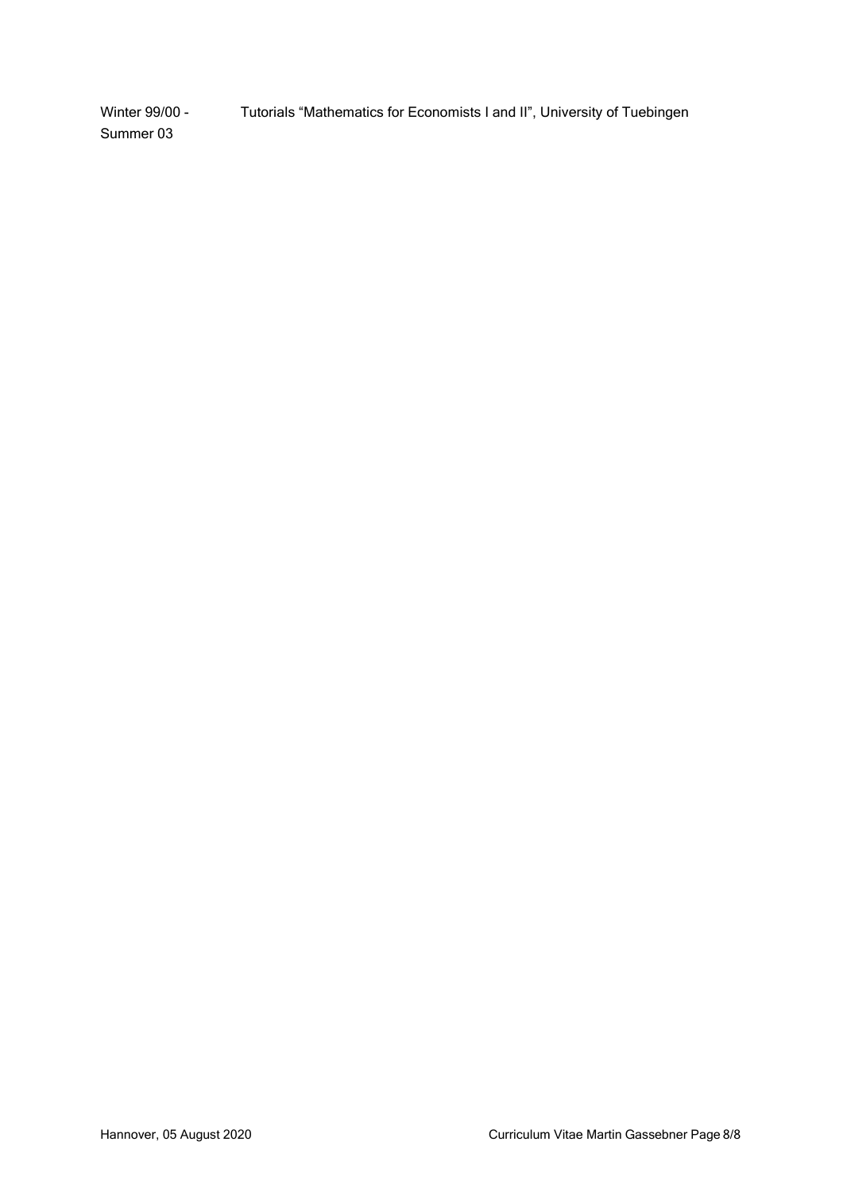| | |
|---|---|
| Winter 99/00 - Summer 03 | Tutorials “Mathematics for Economists I and II”, University of Tuebingen |

Hannover, 05 August 2020